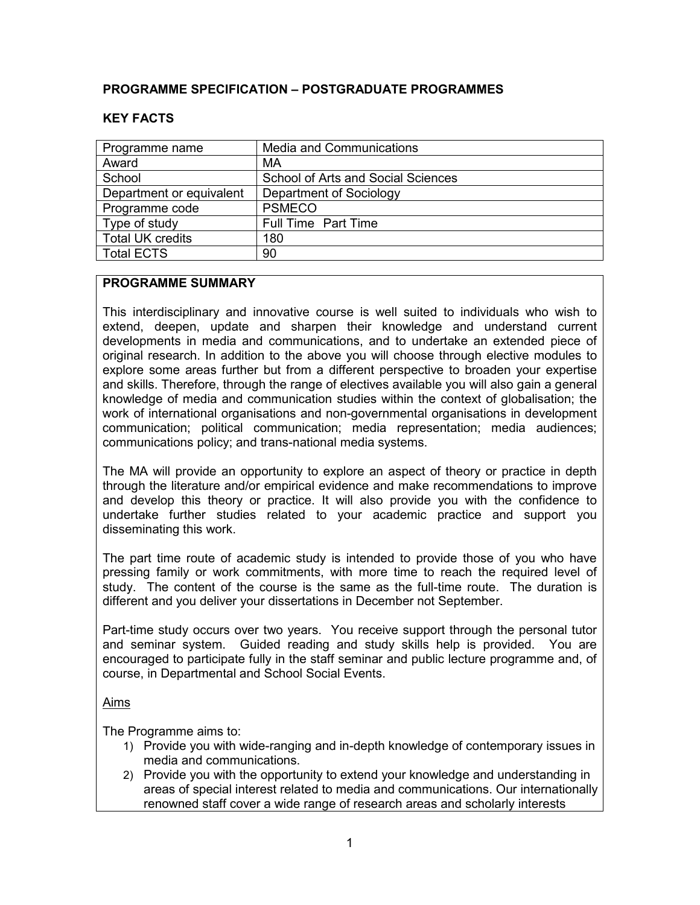## PROGRAMME SPECIFICATION – POSTGRADUATE PROGRAMMES

### KEY FACTS

| Programme name | Media and Communications |
|---|---|
| Award | MA |
| School | School of Arts and Social Sciences |
| Department or equivalent | Department of Sociology |
| Programme code | PSMECO |
| Type of study | Full Time Part Time |
| Total UK credits | 180 |
| Total ECTS | 90 |

### PROGRAMME SUMMARY

This interdisciplinary and innovative course is well suited to individuals who wish to extend, deepen, update and sharpen their knowledge and understand current developments in media and communications, and to undertake an extended piece of original research. In addition to the above you will choose through elective modules to explore some areas further but from a different perspective to broaden your expertise and skills. Therefore, through the range of electives available you will also gain a general knowledge of media and communication studies within the context of globalisation; the work of international organisations and non-governmental organisations in development communication; political communication; media representation; media audiences; communications policy; and trans-national media systems.

The MA will provide an opportunity to explore an aspect of theory or practice in depth through the literature and/or empirical evidence and make recommendations to improve and develop this theory or practice. It will also provide you with the confidence to undertake further studies related to your academic practice and support you disseminating this work.

The part time route of academic study is intended to provide those of you who have pressing family or work commitments, with more time to reach the required level of study. The content of the course is the same as the full-time route. The duration is different and you deliver your dissertations in December not September.

Part-time study occurs over two years. You receive support through the personal tutor and seminar system. Guided reading and study skills help is provided. You are encouraged to participate fully in the staff seminar and public lecture programme and, of course, in Departmental and School Social Events.

Aims

The Programme aims to:

1) Provide you with wide-ranging and in-depth knowledge of contemporary issues in media and communications.
2) Provide you with the opportunity to extend your knowledge and understanding in areas of special interest related to media and communications. Our internationally renowned staff cover a wide range of research areas and scholarly interests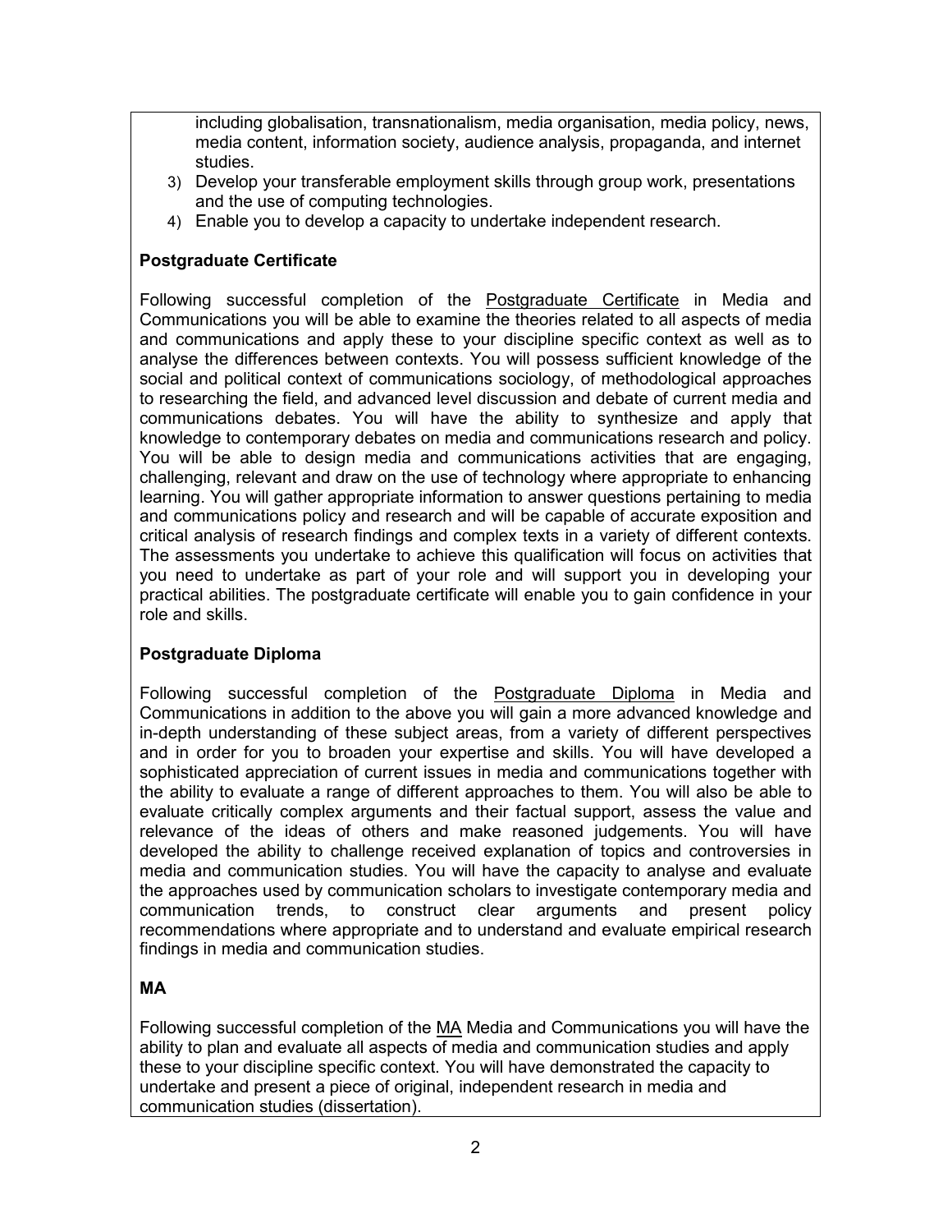including globalisation, transnationalism, media organisation, media policy, news, media content, information society, audience analysis, propaganda, and internet studies.

3) Develop your transferable employment skills through group work, presentations and the use of computing technologies.
4) Enable you to develop a capacity to undertake independent research.

**Postgraduate Certificate**

Following successful completion of the Postgraduate Certificate in Media and Communications you will be able to examine the theories related to all aspects of media and communications and apply these to your discipline specific context as well as to analyse the differences between contexts. You will possess sufficient knowledge of the social and political context of communications sociology, of methodological approaches to researching the field, and advanced level discussion and debate of current media and communications debates. You will have the ability to synthesize and apply that knowledge to contemporary debates on media and communications research and policy. You will be able to design media and communications activities that are engaging, challenging, relevant and draw on the use of technology where appropriate to enhancing learning. You will gather appropriate information to answer questions pertaining to media and communications policy and research and will be capable of accurate exposition and critical analysis of research findings and complex texts in a variety of different contexts. The assessments you undertake to achieve this qualification will focus on activities that you need to undertake as part of your role and will support you in developing your practical abilities. The postgraduate certificate will enable you to gain confidence in your role and skills.

**Postgraduate Diploma**

Following successful completion of the Postgraduate Diploma in Media and Communications in addition to the above you will gain a more advanced knowledge and in-depth understanding of these subject areas, from a variety of different perspectives and in order for you to broaden your expertise and skills. You will have developed a sophisticated appreciation of current issues in media and communications together with the ability to evaluate a range of different approaches to them. You will also be able to evaluate critically complex arguments and their factual support, assess the value and relevance of the ideas of others and make reasoned judgements. You will have developed the ability to challenge received explanation of topics and controversies in media and communication studies. You will have the capacity to analyse and evaluate the approaches used by communication scholars to investigate contemporary media and communication trends, to construct clear arguments and present policy recommendations where appropriate and to understand and evaluate empirical research findings in media and communication studies.

**MA**

Following successful completion of the MA Media and Communications you will have the ability to plan and evaluate all aspects of media and communication studies and apply these to your discipline specific context. You will have demonstrated the capacity to undertake and present a piece of original, independent research in media and communication studies (dissertation).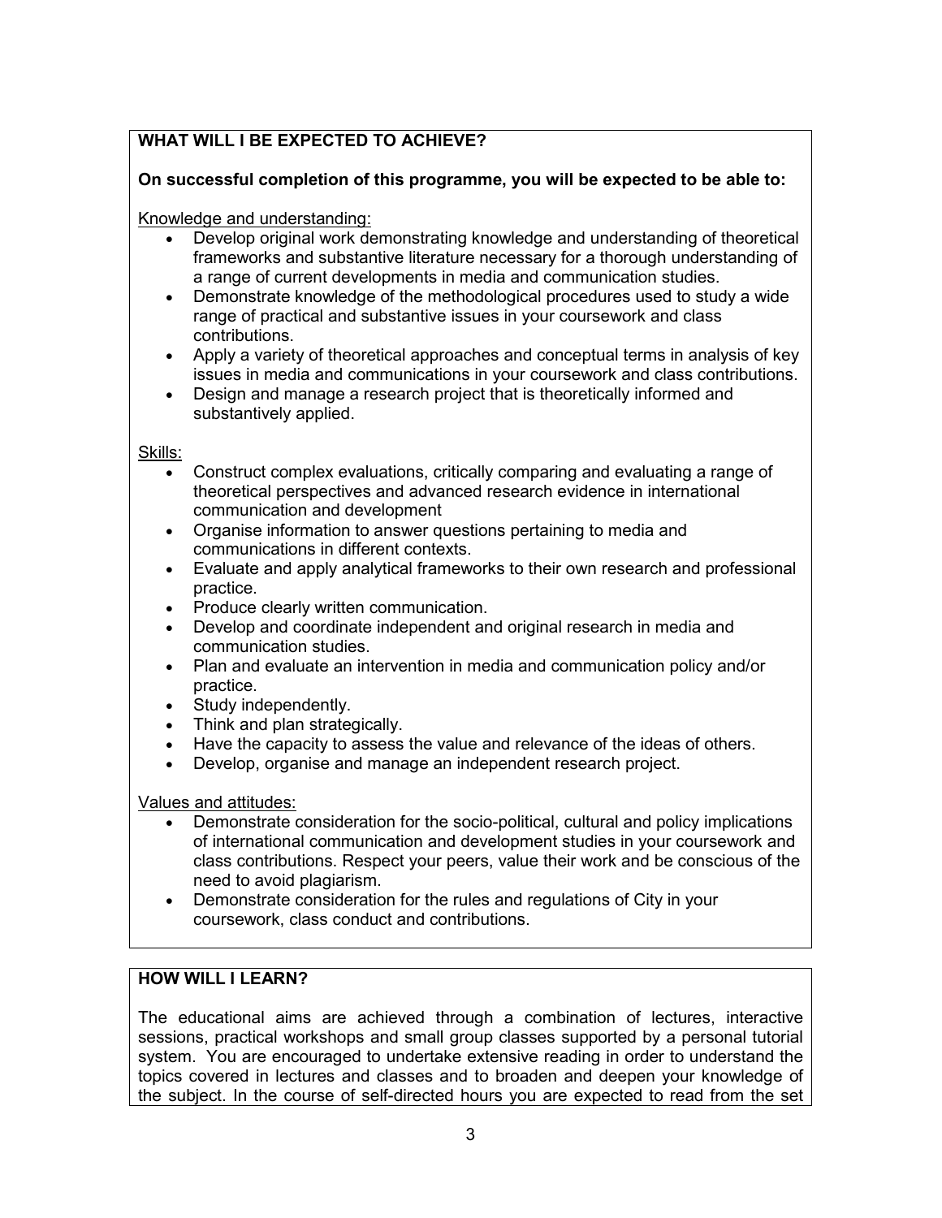## WHAT WILL I BE EXPECTED TO ACHIEVE?

**On successful completion of this programme, you will be expected to be able to:**

Knowledge and understanding:

- Develop original work demonstrating knowledge and understanding of theoretical frameworks and substantive literature necessary for a thorough understanding of a range of current developments in media and communication studies.
- Demonstrate knowledge of the methodological procedures used to study a wide range of practical and substantive issues in your coursework and class contributions.
- Apply a variety of theoretical approaches and conceptual terms in analysis of key issues in media and communications in your coursework and class contributions.
- Design and manage a research project that is theoretically informed and substantively applied.

Skills:

- Construct complex evaluations, critically comparing and evaluating a range of theoretical perspectives and advanced research evidence in international communication and development
- Organise information to answer questions pertaining to media and communications in different contexts.
- Evaluate and apply analytical frameworks to their own research and professional practice.
- Produce clearly written communication.
- Develop and coordinate independent and original research in media and communication studies.
- Plan and evaluate an intervention in media and communication policy and/or practice.
- Study independently.
- Think and plan strategically.
- Have the capacity to assess the value and relevance of the ideas of others.
- Develop, organise and manage an independent research project.

Values and attitudes:

- Demonstrate consideration for the socio-political, cultural and policy implications of international communication and development studies in your coursework and class contributions. Respect your peers, value their work and be conscious of the need to avoid plagiarism.
- Demonstrate consideration for the rules and regulations of City in your coursework, class conduct and contributions.

## HOW WILL I LEARN?

The educational aims are achieved through a combination of lectures, interactive sessions, practical workshops and small group classes supported by a personal tutorial system. You are encouraged to undertake extensive reading in order to understand the topics covered in lectures and classes and to broaden and deepen your knowledge of the subject. In the course of self-directed hours you are expected to read from the set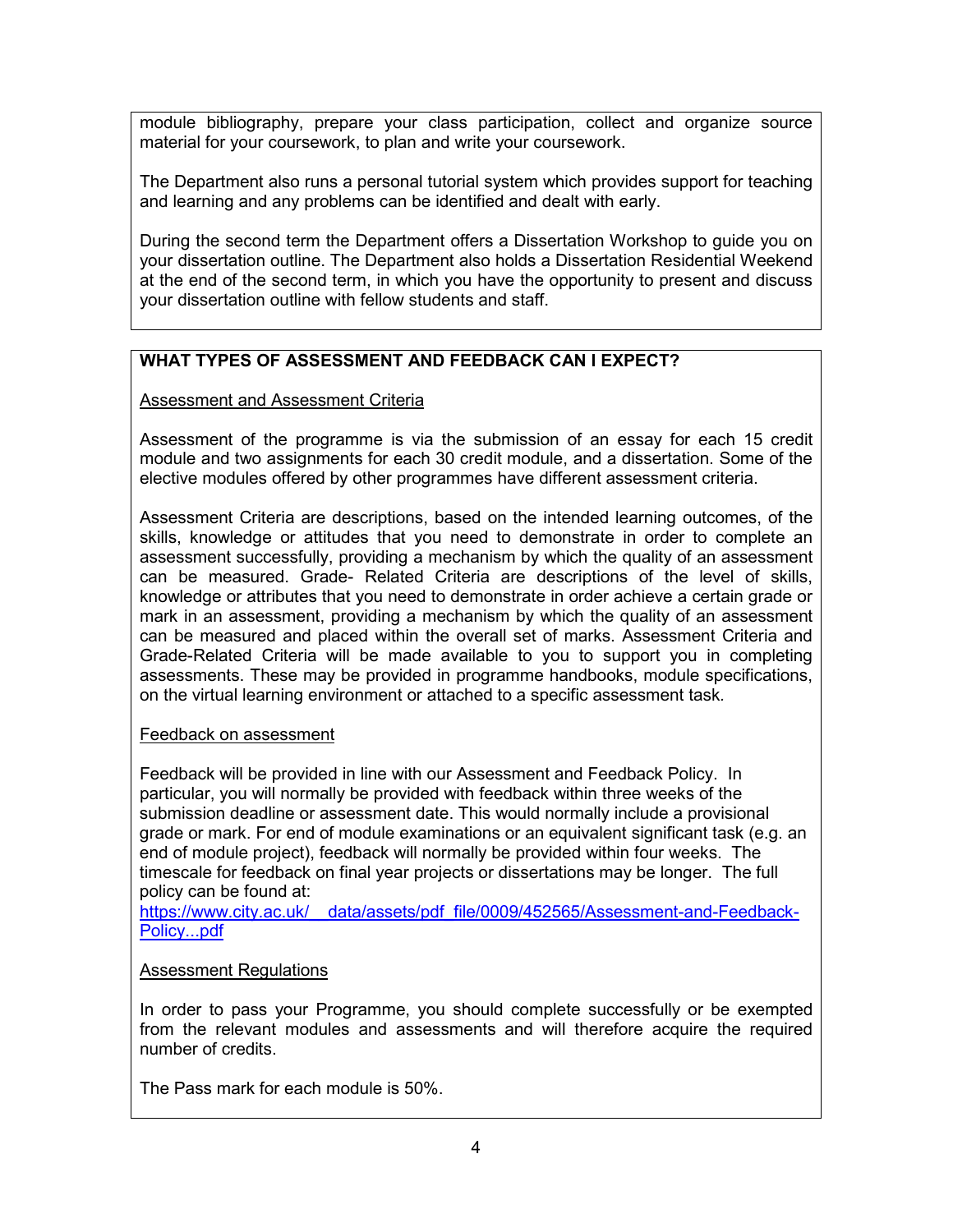module bibliography, prepare your class participation, collect and organize source material for your coursework, to plan and write your coursework.

The Department also runs a personal tutorial system which provides support for teaching and learning and any problems can be identified and dealt with early.

During the second term the Department offers a Dissertation Workshop to guide you on your dissertation outline. The Department also holds a Dissertation Residential Weekend at the end of the second term, in which you have the opportunity to present and discuss your dissertation outline with fellow students and staff.

## WHAT TYPES OF ASSESSMENT AND FEEDBACK CAN I EXPECT?

### Assessment and Assessment Criteria

Assessment of the programme is via the submission of an essay for each 15 credit module and two assignments for each 30 credit module, and a dissertation. Some of the elective modules offered by other programmes have different assessment criteria.

Assessment Criteria are descriptions, based on the intended learning outcomes, of the skills, knowledge or attitudes that you need to demonstrate in order to complete an assessment successfully, providing a mechanism by which the quality of an assessment can be measured. Grade- Related Criteria are descriptions of the level of skills, knowledge or attributes that you need to demonstrate in order achieve a certain grade or mark in an assessment, providing a mechanism by which the quality of an assessment can be measured and placed within the overall set of marks. Assessment Criteria and Grade-Related Criteria will be made available to you to support you in completing assessments. These may be provided in programme handbooks, module specifications, on the virtual learning environment or attached to a specific assessment task.

### Feedback on assessment

Feedback will be provided in line with our Assessment and Feedback Policy. In particular, you will normally be provided with feedback within three weeks of the submission deadline or assessment date. This would normally include a provisional grade or mark. For end of module examinations or an equivalent significant task (e.g. an end of module project), feedback will normally be provided within four weeks. The timescale for feedback on final year projects or dissertations may be longer. The full policy can be found at:
https://www.city.ac.uk/__data/assets/pdf_file/0009/452565/Assessment-and-Feedback-Policy...pdf

### Assessment Regulations

In order to pass your Programme, you should complete successfully or be exempted from the relevant modules and assessments and will therefore acquire the required number of credits.

The Pass mark for each module is 50%.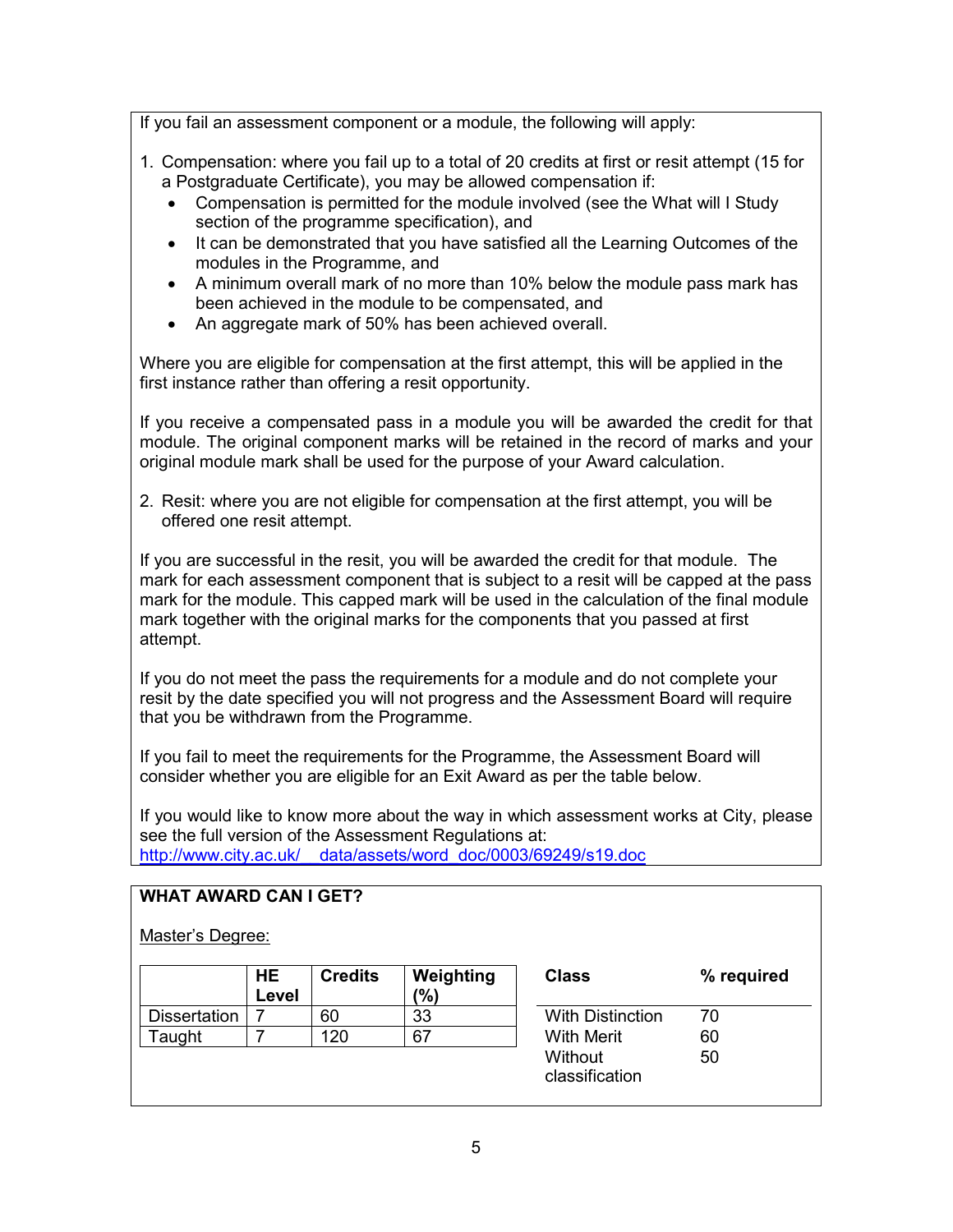If you fail an assessment component or a module, the following will apply:

1. Compensation: where you fail up to a total of 20 credits at first or resit attempt (15 for a Postgraduate Certificate), you may be allowed compensation if:
   - Compensation is permitted for the module involved (see the What will I Study section of the programme specification), and
   - It can be demonstrated that you have satisfied all the Learning Outcomes of the modules in the Programme, and
   - A minimum overall mark of no more than 10% below the module pass mark has been achieved in the module to be compensated, and
   - An aggregate mark of 50% has been achieved overall.

Where you are eligible for compensation at the first attempt, this will be applied in the first instance rather than offering a resit opportunity.

If you receive a compensated pass in a module you will be awarded the credit for that module. The original component marks will be retained in the record of marks and your original module mark shall be used for the purpose of your Award calculation.

2. Resit: where you are not eligible for compensation at the first attempt, you will be offered one resit attempt.

If you are successful in the resit, you will be awarded the credit for that module. The mark for each assessment component that is subject to a resit will be capped at the pass mark for the module. This capped mark will be used in the calculation of the final module mark together with the original marks for the components that you passed at first attempt.

If you do not meet the pass the requirements for a module and do not complete your resit by the date specified you will not progress and the Assessment Board will require that you be withdrawn from the Programme.

If you fail to meet the requirements for the Programme, the Assessment Board will consider whether you are eligible for an Exit Award as per the table below.

If you would like to know more about the way in which assessment works at City, please see the full version of the Assessment Regulations at:
[http://www.city.ac.uk/__data/assets/word_doc/0003/69249/s19.doc](http://www.city.ac.uk/__data/assets/word_doc/0003/69249/s19.doc)

## WHAT AWARD CAN I GET?

Master's Degree:

| | HE Level | Credits | Weighting (%) |
|---|---|---|---|
| Dissertation | 7 | 60 | 33 |
| Taught | 7 | 120 | 67 |

| Class | % required |
|---|---|
| With Distinction | 70 |
| With Merit | 60 |
| Without classification | 50 |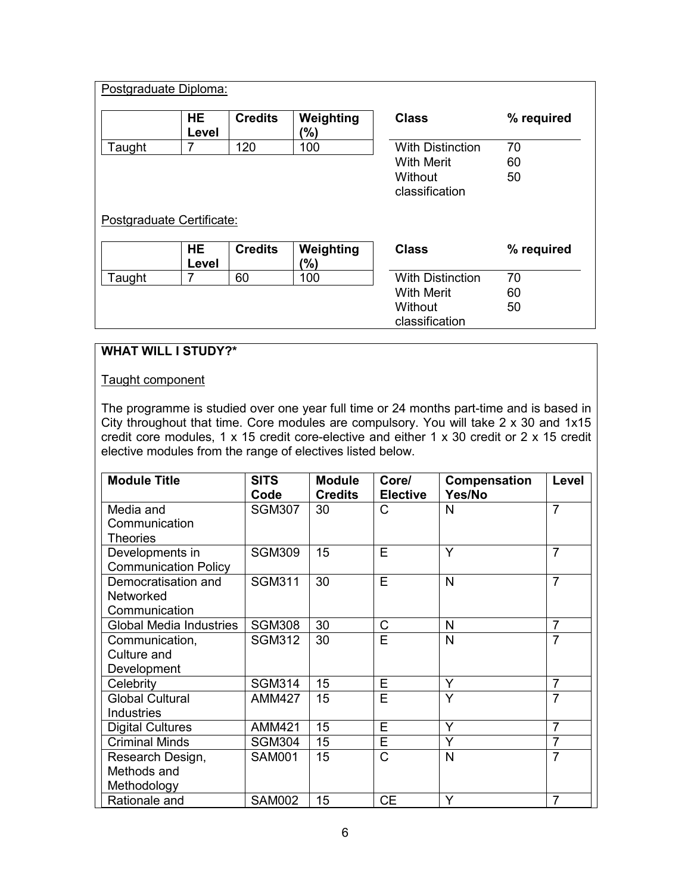Postgraduate Diploma:

| | HE Level | Credits | Weighting (%) |
|---|---|---|---|
| Taught | 7 | 120 | 100 |

| Class | % required |
|---|---|
| With Distinction | 70 |
| With Merit | 60 |
| Without classification | 50 |

Postgraduate Certificate:

| | HE Level | Credits | Weighting (%) |
|---|---|---|---|
| Taught | 7 | 60 | 100 |

| Class | % required |
|---|---|
| With Distinction | 70 |
| With Merit | 60 |
| Without classification | 50 |

**WHAT WILL I STUDY?***

Taught component

The programme is studied over one year full time or 24 months part-time and is based in City throughout that time. Core modules are compulsory. You will take 2 x 30 and 1x15 credit core modules, 1 x 15 credit core-elective and either 1 x 30 credit or 2 x 15 credit elective modules from the range of electives listed below.

| Module Title | SITS Code | Module Credits | Core/ Elective | Compensation Yes/No | Level |
|---|---|---|---|---|---|
| Media and Communication Theories | SGM307 | 30 | C | N | 7 |
| Developments in Communication Policy | SGM309 | 15 | E | Y | 7 |
| Democratisation and Networked Communication | SGM311 | 30 | E | N | 7 |
| Global Media Industries | SGM308 | 30 | C | N | 7 |
| Communication, Culture and Development | SGM312 | 30 | E | N | 7 |
| Celebrity | SGM314 | 15 | E | Y | 7 |
| Global Cultural Industries | AMM427 | 15 | E | Y | 7 |
| Digital Cultures | AMM421 | 15 | E | Y | 7 |
| Criminal Minds | SGM304 | 15 | E | Y | 7 |
| Research Design, Methods and Methodology | SAM001 | 15 | C | N | 7 |
| Rationale and | SAM002 | 15 | CE | Y | 7 |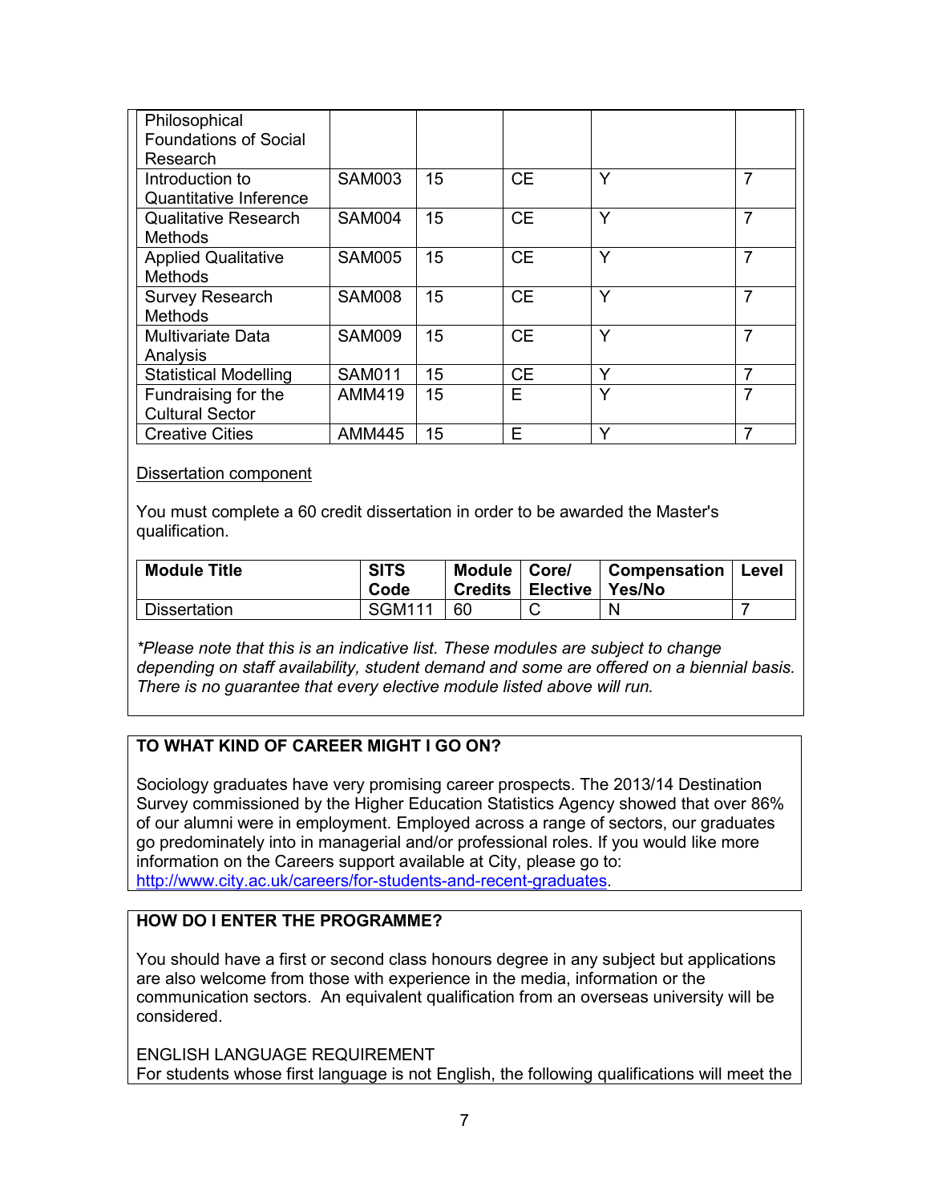| | | | | | |
|---|---|---|---|---|---|
| Philosophical Foundations of Social Research | | | | | |
| Introduction to Quantitative Inference | SAM003 | 15 | CE | Y | 7 |
| Qualitative Research Methods | SAM004 | 15 | CE | Y | 7 |
| Applied Qualitative Methods | SAM005 | 15 | CE | Y | 7 |
| Survey Research Methods | SAM008 | 15 | CE | Y | 7 |
| Multivariate Data Analysis | SAM009 | 15 | CE | Y | 7 |
| Statistical Modelling | SAM011 | 15 | CE | Y | 7 |
| Fundraising for the Cultural Sector | AMM419 | 15 | E | Y | 7 |
| Creative Cities | AMM445 | 15 | E | Y | 7 |

<u>Dissertation component</u>

You must complete a 60 credit dissertation in order to be awarded the Master's qualification.

| Module Title | SITS Code | Module Credits | Core/ Elective | Compensation Yes/No | Level |
|---|---|---|---|---|---|
| Dissertation | SGM111 | 60 | C | N | 7 |

*\*Please note that this is an indicative list. These modules are subject to change depending on staff availability, student demand and some are offered on a biennial basis. There is no guarantee that every elective module listed above will run.*

**TO WHAT KIND OF CAREER MIGHT I GO ON?**

Sociology graduates have very promising career prospects. The 2013/14 Destination Survey commissioned by the Higher Education Statistics Agency showed that over 86% of our alumni were in employment. Employed across a range of sectors, our graduates go predominately into in managerial and/or professional roles. If you would like more information on the Careers support available at City, please go to: http://www.city.ac.uk/careers/for-students-and-recent-graduates.

**HOW DO I ENTER THE PROGRAMME?**

You should have a first or second class honours degree in any subject but applications are also welcome from those with experience in the media, information or the communication sectors. An equivalent qualification from an overseas university will be considered.

ENGLISH LANGUAGE REQUIREMENT

For students whose first language is not English, the following qualifications will meet the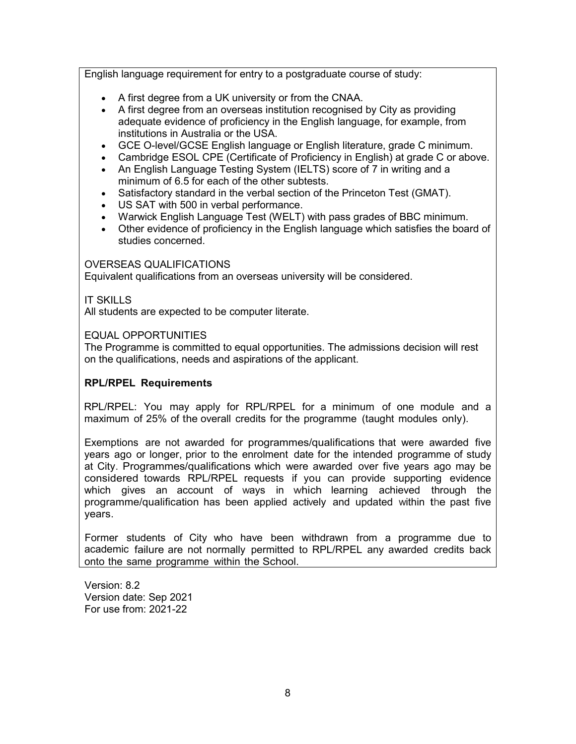English language requirement for entry to a postgraduate course of study:

- A first degree from a UK university or from the CNAA.
- A first degree from an overseas institution recognised by City as providing adequate evidence of proficiency in the English language, for example, from institutions in Australia or the USA.
- GCE O-level/GCSE English language or English literature, grade C minimum.
- Cambridge ESOL CPE (Certificate of Proficiency in English) at grade C or above.
- An English Language Testing System (IELTS) score of 7 in writing and a minimum of 6.5 for each of the other subtests.
- Satisfactory standard in the verbal section of the Princeton Test (GMAT).
- US SAT with 500 in verbal performance.
- Warwick English Language Test (WELT) with pass grades of BBC minimum.
- Other evidence of proficiency in the English language which satisfies the board of studies concerned.

OVERSEAS QUALIFICATIONS
Equivalent qualifications from an overseas university will be considered.

IT SKILLS
All students are expected to be computer literate.

EQUAL OPPORTUNITIES
The Programme is committed to equal opportunities. The admissions decision will rest on the qualifications, needs and aspirations of the applicant.

**RPL/RPEL Requirements**

RPL/RPEL: You may apply for RPL/RPEL for a minimum of one module and a maximum of 25% of the overall credits for the programme (taught modules only).

Exemptions are not awarded for programmes/qualifications that were awarded five years ago or longer, prior to the enrolment date for the intended programme of study at City. Programmes/qualifications which were awarded over five years ago may be considered towards RPL/RPEL requests if you can provide supporting evidence which gives an account of ways in which learning achieved through the programme/qualification has been applied actively and updated within the past five years.

Former students of City who have been withdrawn from a programme due to academic failure are not normally permitted to RPL/RPEL any awarded credits back onto the same programme within the School.

Version: 8.2
Version date: Sep 2021
For use from: 2021-22